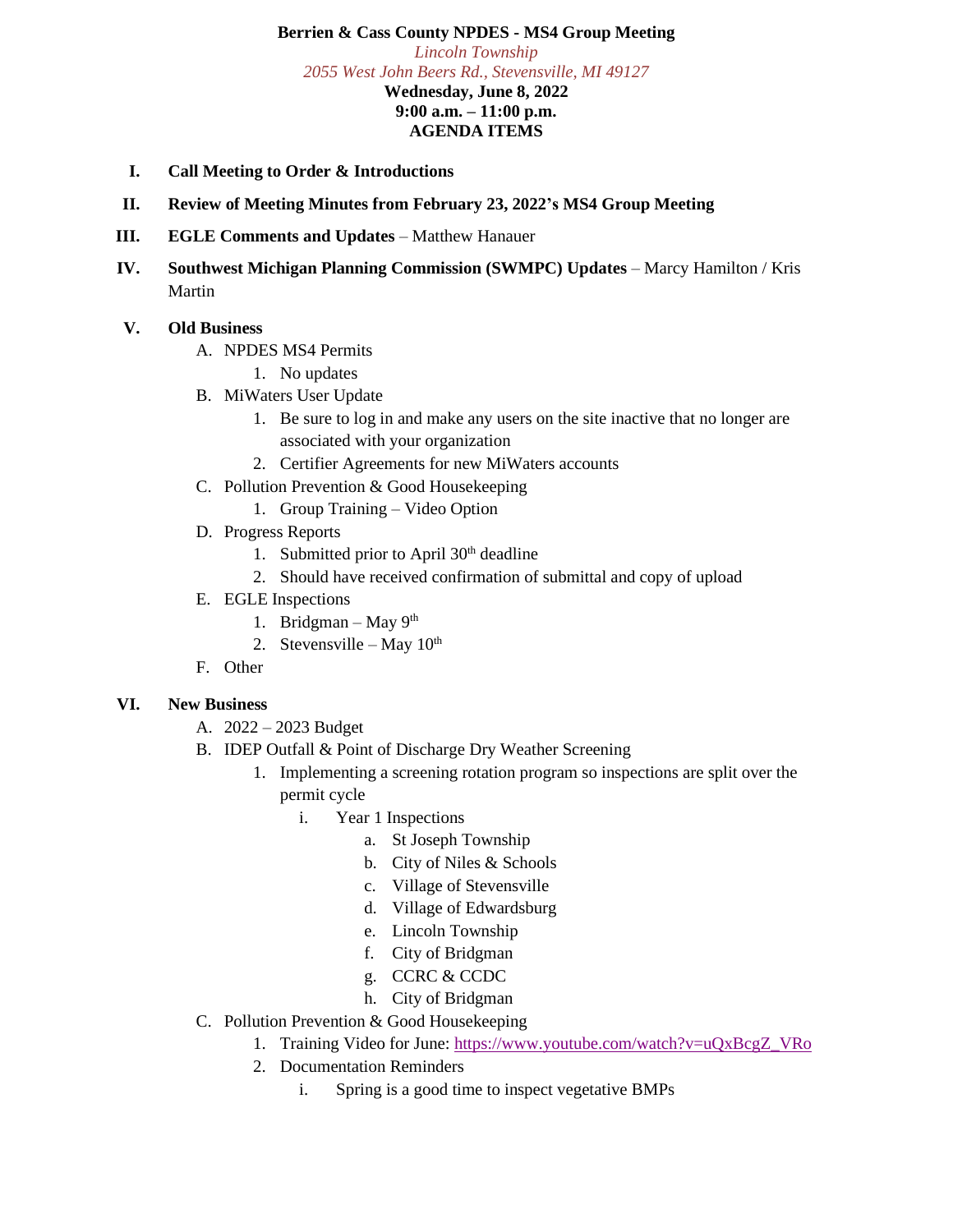**Berrien & Cass County NPDES - MS4 Group Meeting**
*Lincoln Township*
*2055 West John Beers Rd., Stevensville, MI 49127*
**Wednesday, June 8, 2022**
**9:00 a.m. – 11:00 p.m.**
**AGENDA ITEMS**

I. **Call Meeting to Order & Introductions**

II. **Review of Meeting Minutes from February 23, 2022's MS4 Group Meeting**

III. **EGLE Comments and Updates** – Matthew Hanauer

IV. **Southwest Michigan Planning Commission (SWMPC) Updates** – Marcy Hamilton / Kris Martin

V. **Old Business**
   A. NPDES MS4 Permits
      1. No updates
   B. MiWaters User Update
      1. Be sure to log in and make any users on the site inactive that no longer are associated with your organization
      2. Certifier Agreements for new MiWaters accounts
   C. Pollution Prevention & Good Housekeeping
      1. Group Training – Video Option
   D. Progress Reports
      1. Submitted prior to April 30th deadline
      2. Should have received confirmation of submittal and copy of upload
   E. EGLE Inspections
      1. Bridgman – May 9th
      2. Stevensville – May 10th
   F. Other

VI. **New Business**
   A. 2022 – 2023 Budget
   B. IDEP Outfall & Point of Discharge Dry Weather Screening
      1. Implementing a screening rotation program so inspections are split over the permit cycle
         i. Year 1 Inspections
            a. St Joseph Township
            b. City of Niles & Schools
            c. Village of Stevensville
            d. Village of Edwardsburg
            e. Lincoln Township
            f. City of Bridgman
            g. CCRC & CCDC
            h. City of Bridgman
   C. Pollution Prevention & Good Housekeeping
      1. Training Video for June: https://www.youtube.com/watch?v=uQxBcgZ_VRo
      2. Documentation Reminders
         i. Spring is a good time to inspect vegetative BMPs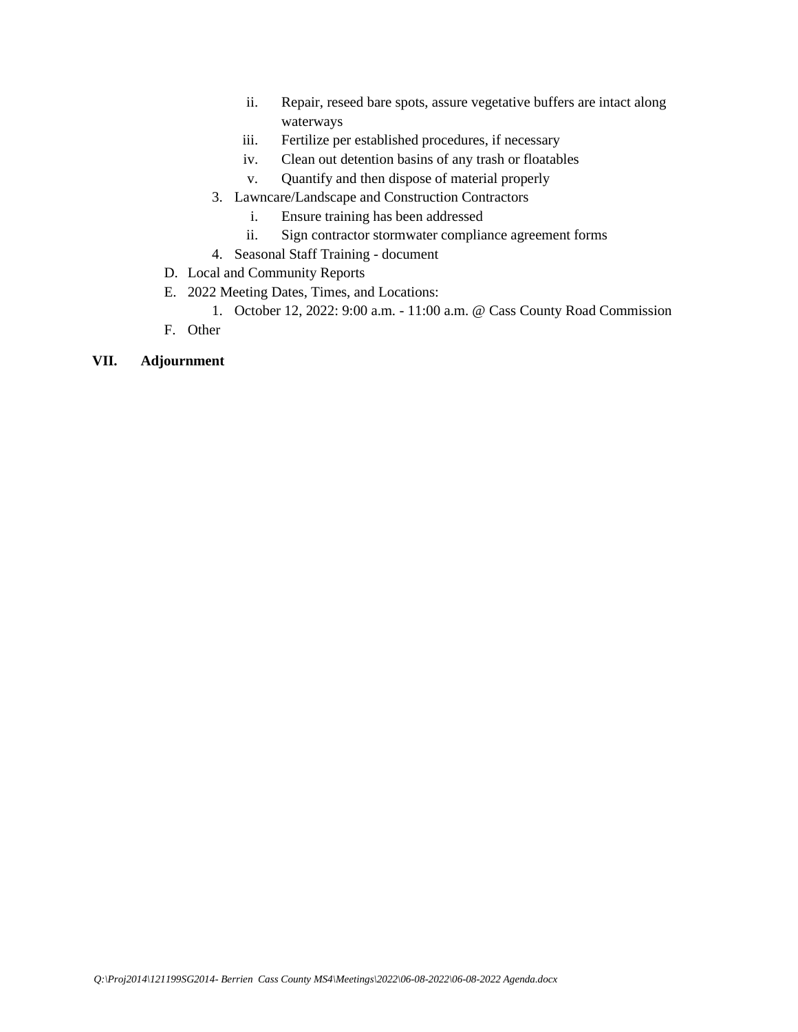- ii. Repair, reseed bare spots, assure vegetative buffers are intact along waterways
   - iii. Fertilize per established procedures, if necessary
   - iv. Clean out detention basins of any trash or floatables
   - v. Quantify and then dispose of material properly

3. Lawncare/Landscape and Construction Contractors
   - i. Ensure training has been addressed
   - ii. Sign contractor stormwater compliance agreement forms
4. Seasonal Staff Training - document

D. Local and Community Reports

E. 2022 Meeting Dates, Times, and Locations:
   1. October 12, 2022: 9:00 a.m. - 11:00 a.m. @ Cass County Road Commission

F. Other

**VII. Adjournment**

*Q:\Proj2014\121199SG2014- Berrien Cass County MS4\Meetings\2022\06-08-2022\06-08-2022 Agenda.docx*